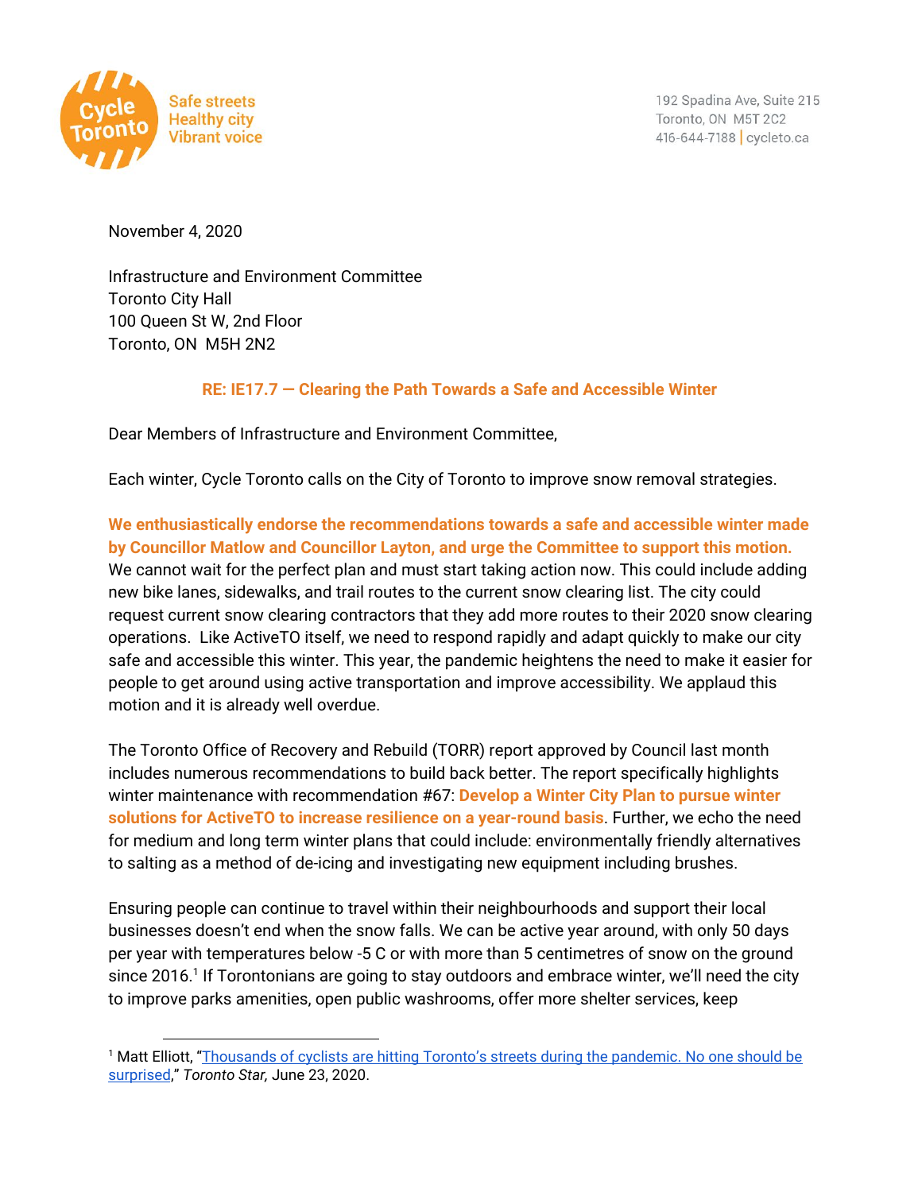Cycle Toronto

Safe streets
Healthy city
Vibrant voice

192 Spadina Ave, Suite 215
Toronto, ON M5T 2C2
416-644-7188 | cycleto.ca

November 4, 2020

Infrastructure and Environment Committee
Toronto City Hall
100 Queen St W, 2nd Floor
Toronto, ON M5H 2N2

**RE: IE17.7 — Clearing the Path Towards a Safe and Accessible Winter**

Dear Members of Infrastructure and Environment Committee,

Each winter, Cycle Toronto calls on the City of Toronto to improve snow removal strategies.

**We enthusiastically endorse the recommendations towards a safe and accessible winter made by Councillor Matlow and Councillor Layton, and urge the Committee to support this motion.** We cannot wait for the perfect plan and must start taking action now. This could include adding new bike lanes, sidewalks, and trail routes to the current snow clearing list. The city could request current snow clearing contractors that they add more routes to their 2020 snow clearing operations. Like ActiveTO itself, we need to respond rapidly and adapt quickly to make our city safe and accessible this winter. This year, the pandemic heightens the need to make it easier for people to get around using active transportation and improve accessibility. We applaud this motion and it is already well overdue.

The Toronto Office of Recovery and Rebuild (TORR) report approved by Council last month includes numerous recommendations to build back better. The report specifically highlights winter maintenance with recommendation #67: **Develop a Winter City Plan to pursue winter solutions for ActiveTO to increase resilience on a year-round basis**. Further, we echo the need for medium and long term winter plans that could include: environmentally friendly alternatives to salting as a method of de-icing and investigating new equipment including brushes.

Ensuring people can continue to travel within their neighbourhoods and support their local businesses doesn't end when the snow falls. We can be active year around, with only 50 days per year with temperatures below -5 C or with more than 5 centimetres of snow on the ground since 2016.[1] If Torontonians are going to stay outdoors and embrace winter, we'll need the city to improve parks amenities, open public washrooms, offer more shelter services, keep

---

[1] Matt Elliott, "[Thousands of cyclists are hitting Toronto's streets during the pandemic. No one should be surprised](#)," *Toronto Star,* June 23, 2020.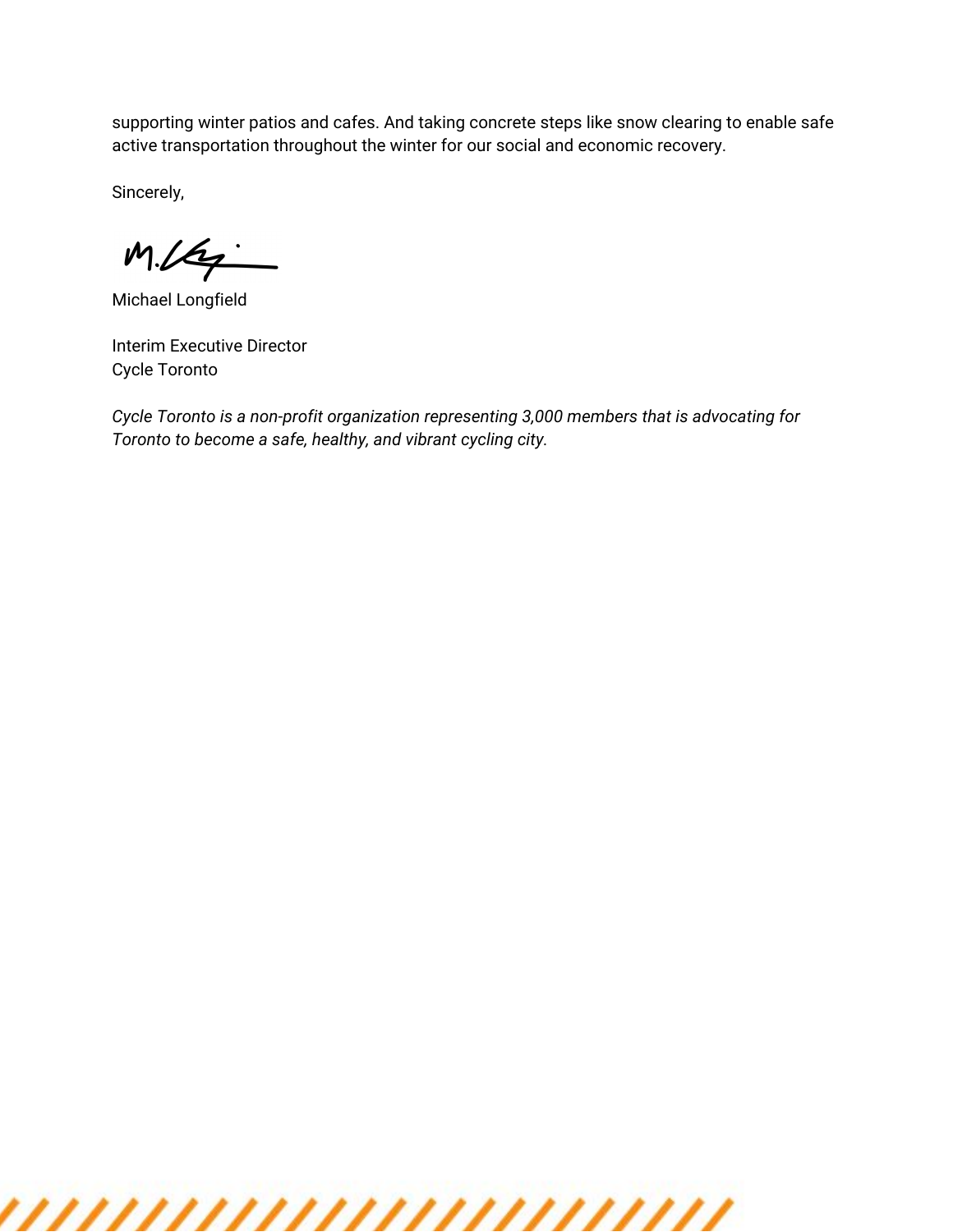supporting winter patios and cafes. And taking concrete steps like snow clearing to enable safe active transportation throughout the winter for our social and economic recovery.

Sincerely,

Michael Longfield

Interim Executive Director
Cycle Toronto

*Cycle Toronto is a non-profit organization representing 3,000 members that is advocating for Toronto to become a safe, healthy, and vibrant cycling city.*